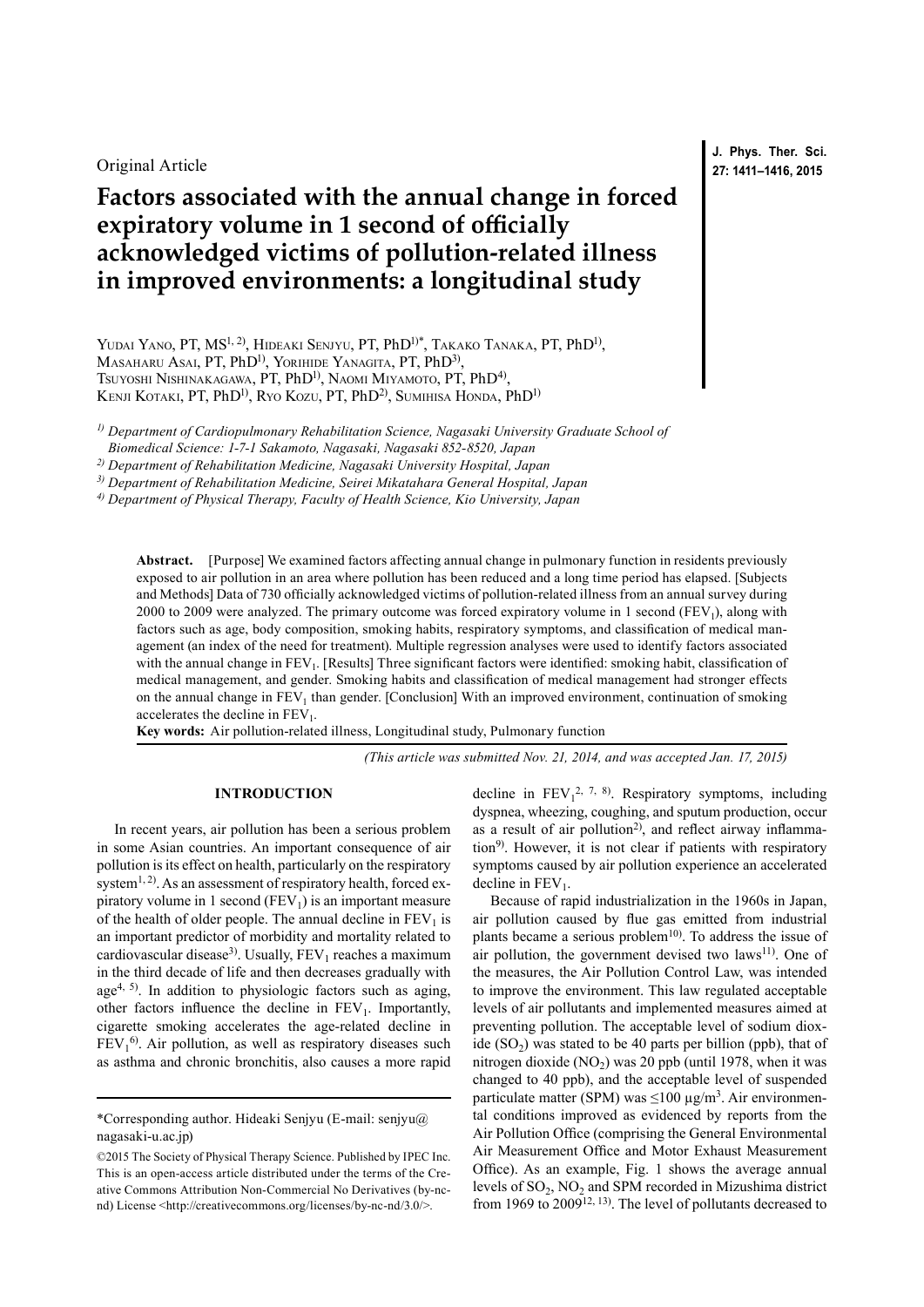Original Article

# Factors associated with the annual change in forced expiratory volume in 1 second of officially acknowledged victims of pollution-related illness in improved environments: a longitudinal study

Yudai Yano, PT, MS[1, 2], Hideaki Senjyu, PT, PhD[1)*], Takako Tanaka, PT, PhD[1)], Masaharu Asai, PT, PhD[1)], Yorihide Yanagita, PT, PhD[3)], Tsuyoshi Nishinakagawa, PT, PhD[1)], Naomi Miyamoto, PT, PhD[4)], Kenji Kotaki, PT, PhD[1)], Ryo Kozu, PT, PhD[2)], Sumihisa Honda, PhD[1)]

*1) Department of Cardiopulmonary Rehabilitation Science, Nagasaki University Graduate School of Biomedical Science: 1-7-1 Sakamoto, Nagasaki, Nagasaki 852-8520, Japan*

*2) Department of Rehabilitation Medicine, Nagasaki University Hospital, Japan*

*3) Department of Rehabilitation Medicine, Seirei Mikatahara General Hospital, Japan*

*4) Department of Physical Therapy, Faculty of Health Science, Kio University, Japan*

**Abstract.** [Purpose] We examined factors affecting annual change in pulmonary function in residents previously exposed to air pollution in an area where pollution has been reduced and a long time period has elapsed. [Subjects and Methods] Data of 730 officially acknowledged victims of pollution-related illness from an annual survey during 2000 to 2009 were analyzed. The primary outcome was forced expiratory volume in 1 second ($FEV_1$), along with factors such as age, body composition, smoking habits, respiratory symptoms, and classification of medical management (an index of the need for treatment). Multiple regression analyses were used to identify factors associated with the annual change in $FEV_1$. [Results] Three significant factors were identified: smoking habit, classification of medical management, and gender. Smoking habits and classification of medical management had stronger effects on the annual change in $FEV_1$ than gender. [Conclusion] With an improved environment, continuation of smoking accelerates the decline in $FEV_1$.

**Key words:** Air pollution-related illness, Longitudinal study, Pulmonary function

*(This article was submitted Nov. 21, 2014, and was accepted Jan. 17, 2015)*

## INTRODUCTION

In recent years, air pollution has been a serious problem in some Asian countries. An important consequence of air pollution is its effect on health, particularly on the respiratory system[1, 2]. As an assessment of respiratory health, forced expiratory volume in 1 second ($FEV_1$) is an important measure of the health of older people. The annual decline in $FEV_1$ is an important predictor of morbidity and mortality related to cardiovascular disease[3]. Usually, $FEV_1$ reaches a maximum in the third decade of life and then decreases gradually with age[4, 5]. In addition to physiologic factors such as aging, other factors influence the decline in $FEV_1$. Importantly, cigarette smoking accelerates the age-related decline in $FEV_1$[6]. Air pollution, as well as respiratory diseases such as asthma and chronic bronchitis, also causes a more rapid decline in $FEV_1$[2, 7, 8]. Respiratory symptoms, including dyspnea, wheezing, coughing, and sputum production, occur as a result of air pollution[2], and reflect airway inflammation[9]. However, it is not clear if patients with respiratory symptoms caused by air pollution experience an accelerated decline in $FEV_1$.

Because of rapid industrialization in the 1960s in Japan, air pollution caused by flue gas emitted from industrial plants became a serious problem[10]. To address the issue of air pollution, the government devised two laws[11]. One of the measures, the Air Pollution Control Law, was intended to improve the environment. This law regulated acceptable levels of air pollutants and implemented measures aimed at preventing pollution. The acceptable level of sodium dioxide ($SO_2$) was stated to be 40 parts per billion (ppb), that of nitrogen dioxide ($NO_2$) was 20 ppb (until 1978, when it was changed to 40 ppb), and the acceptable level of suspended particulate matter (SPM) was ≤100 μg/m$^3$. Air environmental conditions improved as evidenced by reports from the Air Pollution Office (comprising the General Environmental Air Measurement Office and Motor Exhaust Measurement Office). As an example, Fig. 1 shows the average annual levels of $SO_2$, $NO_2$ and SPM recorded in Mizushima district from 1969 to 2009[12, 13]. The level of pollutants decreased to

*Corresponding author. Hideaki Senjyu (E-mail: senjyu@nagasaki-u.ac.jp)

©2015 The Society of Physical Therapy Science. Published by IPEC Inc. This is an open-access article distributed under the terms of the Creative Commons Attribution Non-Commercial No Derivatives (by-nc-nd) License <http://creativecommons.org/licenses/by-nc-nd/3.0/>.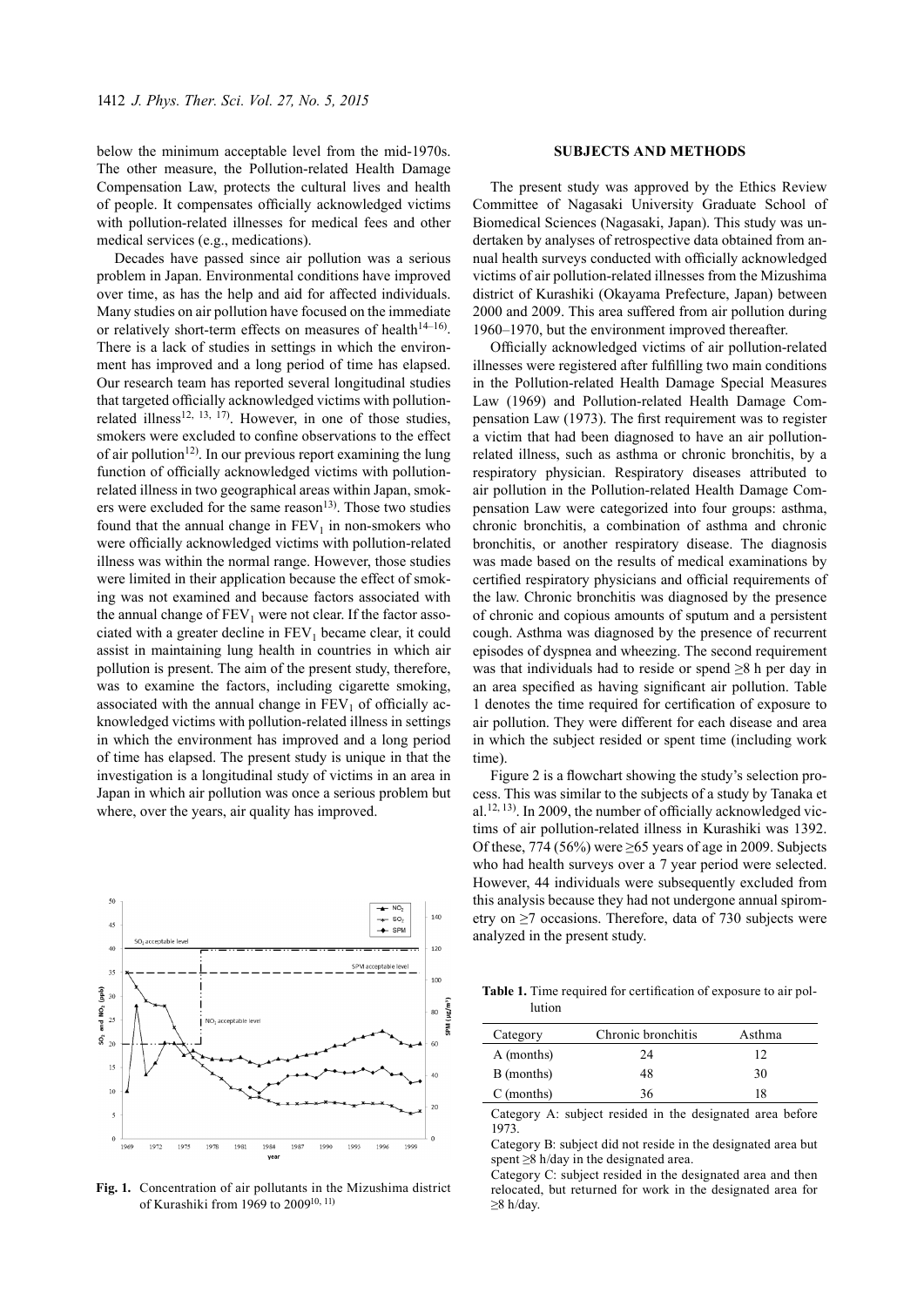below the minimum acceptable level from the mid-1970s. The other measure, the Pollution-related Health Damage Compensation Law, protects the cultural lives and health of people. It compensates officially acknowledged victims with pollution-related illnesses for medical fees and other medical services (e.g., medications).

Decades have passed since air pollution was a serious problem in Japan. Environmental conditions have improved over time, as has the help and aid for affected individuals. Many studies on air pollution have focused on the immediate or relatively short-term effects on measures of health[14–16]. There is a lack of studies in settings in which the environment has improved and a long period of time has elapsed. Our research team has reported several longitudinal studies that targeted officially acknowledged victims with pollution-related illness[12, 13, 17]. However, in one of those studies, smokers were excluded to confine observations to the effect of air pollution[12]. In our previous report examining the lung function of officially acknowledged victims with pollution-related illness in two geographical areas within Japan, smokers were excluded for the same reason[13]. Those two studies found that the annual change in $FEV_1$ in non-smokers who were officially acknowledged victims with pollution-related illness was within the normal range. However, those studies were limited in their application because the effect of smoking was not examined and because factors associated with the annual change of $FEV_1$ were not clear. If the factor associated with a greater decline in $FEV_1$ became clear, it could assist in maintaining lung health in countries in which air pollution is present. The aim of the present study, therefore, was to examine the factors, including cigarette smoking, associated with the annual change in $FEV_1$ of officially acknowledged victims with pollution-related illness in settings in which the environment has improved and a long period of time has elapsed. The present study is unique in that the investigation is a longitudinal study of victims in an area in Japan in which air pollution was once a serious problem but where, over the years, air quality has improved.

Fig. 1. Concentration of air pollutants in the Mizushima district of Kurashiki from 1969 to 2009[10, 11]

## SUBJECTS AND METHODS

The present study was approved by the Ethics Review Committee of Nagasaki University Graduate School of Biomedical Sciences (Nagasaki, Japan). This study was undertaken by analyses of retrospective data obtained from annual health surveys conducted with officially acknowledged victims of air pollution-related illnesses from the Mizushima district of Kurashiki (Okayama Prefecture, Japan) between 2000 and 2009. This area suffered from air pollution during 1960–1970, but the environment improved thereafter.

Officially acknowledged victims of air pollution-related illnesses were registered after fulfilling two main conditions in the Pollution-related Health Damage Special Measures Law (1969) and Pollution-related Health Damage Compensation Law (1973). The first requirement was to register a victim that had been diagnosed to have an air pollution-related illness, such as asthma or chronic bronchitis, by a respiratory physician. Respiratory diseases attributed to air pollution in the Pollution-related Health Damage Compensation Law were categorized into four groups: asthma, chronic bronchitis, a combination of asthma and chronic bronchitis, or another respiratory disease. The diagnosis was made based on the results of medical examinations by certified respiratory physicians and official requirements of the law. Chronic bronchitis was diagnosed by the presence of chronic and copious amounts of sputum and a persistent cough. Asthma was diagnosed by the presence of recurrent episodes of dyspnea and wheezing. The second requirement was that individuals had to reside or spend ≥8 h per day in an area specified as having significant air pollution. Table 1 denotes the time required for certification of exposure to air pollution. They were different for each disease and area in which the subject resided or spent time (including work time).

Figure 2 is a flowchart showing the study's selection process. This was similar to the subjects of a study by Tanaka et al.[12, 13]. In 2009, the number of officially acknowledged victims of air pollution-related illness in Kurashiki was 1392. Of these, 774 (56%) were ≥65 years of age in 2009. Subjects who had health surveys over a 7 year period were selected. However, 44 individuals were subsequently excluded from this analysis because they had not undergone annual spirometry on ≥7 occasions. Therefore, data of 730 subjects were analyzed in the present study.

**Table 1.** Time required for certification of exposure to air pollution

| Category | Chronic bronchitis | Asthma |
|---|---|---|
| A (months) | 24 | 12 |
| B (months) | 48 | 30 |
| C (months) | 36 | 18 |

Category A: subject resided in the designated area before 1973.
Category B: subject did not reside in the designated area but spent ≥8 h/day in the designated area.
Category C: subject resided in the designated area and then relocated, but returned for work in the designated area for ≥8 h/day.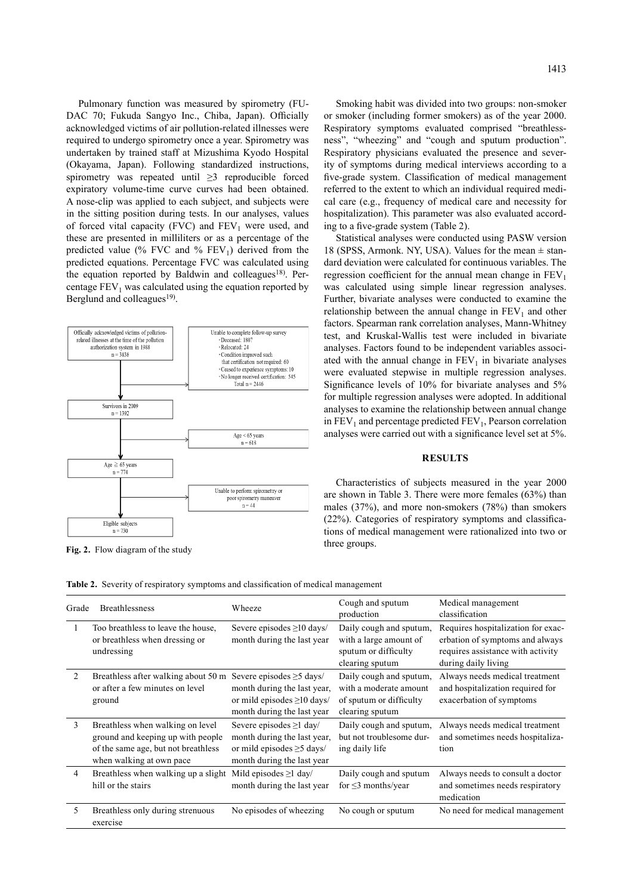Pulmonary function was measured by spirometry (FUDAC 70; Fukuda Sangyo Inc., Chiba, Japan). Officially acknowledged victims of air pollution-related illnesses were required to undergo spirometry once a year. Spirometry was undertaken by trained staff at Mizushima Kyodo Hospital (Okayama, Japan). Following standardized instructions, spirometry was repeated until ≥3 reproducible forced expiratory volume-time curve curves had been obtained. A nose-clip was applied to each subject, and subjects were in the sitting position during tests. In our analyses, values of forced vital capacity (FVC) and $FEV_1$ were used, and these are presented in milliliters or as a percentage of the predicted value (% FVC and % $FEV_1$) derived from the predicted equations. Percentage FVC was calculated using the equation reported by Baldwin and colleagues[18]. Percentage $FEV_1$ was calculated using the equation reported by Berglund and colleagues[19].

Officially acknowledged victims of pollution-related illnesses at the time of the pollution authorization system in 1988
n = 3838

Unable to complete follow-up survey
・Deceased: 1807
・Relocated: 24
・Condition improved such that certification not required: 60
・Ceased to experience symptoms: 10
・No longer received certification: 545
Total n = 2446

Survivors in 2009
n = 1392

Age < 65 years
n = 618

Age ≧ 65 years
n = 774

Unable to perform spirometry or poor spirometry maneuver
n = 44

Eligible subjects
n = 730

**Fig. 2.** Flow diagram of the study

Smoking habit was divided into two groups: non-smoker or smoker (including former smokers) as of the year 2000. Respiratory symptoms evaluated comprised "breathlessness", "wheezing" and "cough and sputum production". Respiratory physicians evaluated the presence and severity of symptoms during medical interviews according to a five-grade system. Classification of medical management referred to the extent to which an individual required medical care (e.g., frequency of medical care and necessity for hospitalization). This parameter was also evaluated according to a five-grade system (Table 2).

Statistical analyses were conducted using PASW version 18 (SPSS, Armonk. NY, USA). Values for the mean ± standard deviation were calculated for continuous variables. The regression coefficient for the annual mean change in $FEV_1$ was calculated using simple linear regression analyses. Further, bivariate analyses were conducted to examine the relationship between the annual change in $FEV_1$ and other factors. Spearman rank correlation analyses, Mann-Whitney test, and Kruskal-Wallis test were included in bivariate analyses. Factors found to be independent variables associated with the annual change in $FEV_1$ in bivariate analyses were evaluated stepwise in multiple regression analyses. Significance levels of 10% for bivariate analyses and 5% for multiple regression analyses were adopted. In additional analyses to examine the relationship between annual change in $FEV_1$ and percentage predicted $FEV_1$, Pearson correlation analyses were carried out with a significance level set at 5%.

## RESULTS

Characteristics of subjects measured in the year 2000 are shown in Table 3. There were more females (63%) than males (37%), and more non-smokers (78%) than smokers (22%). Categories of respiratory symptoms and classifications of medical management were rationalized into two or three groups.

**Table 2.** Severity of respiratory symptoms and classification of medical management

| Grade | Breathlessness | Wheeze | Cough and sputum production | Medical management classification |
|---|---|---|---|---|
| 1 | Too breathless to leave the house, or breathless when dressing or undressing | Severe episodes ≥10 days/month during the last year | Daily cough and sputum, with a large amount of sputum or difficulty clearing sputum | Requires hospitalization for exacerbation of symptoms and always requires assistance with activity during daily living |
| 2 | Breathless after walking about 50 m or after a few minutes on level ground | Severe episodes ≥5 days/month during the last year, or mild episodes ≥10 days/month during the last year | Daily cough and sputum, with a moderate amount of sputum or difficulty clearing sputum | Always needs medical treatment and hospitalization required for exacerbation of symptoms |
| 3 | Breathless when walking on level ground and keeping up with people of the same age, but not breathless when walking at own pace | Severe episodes ≥1 day/month during the last year, or mild episodes ≥5 days/month during the last year | Daily cough and sputum, but not troublesome during daily life | Always needs medical treatment and sometimes needs hospitalization |
| 4 | Breathless when walking up a slight hill or the stairs | Mild episodes ≥1 day/month during the last year | Daily cough and sputum for ≤3 months/year | Always needs to consult a doctor and sometimes needs respiratory medication |
| 5 | Breathless only during strenuous exercise | No episodes of wheezing | No cough or sputum | No need for medical management |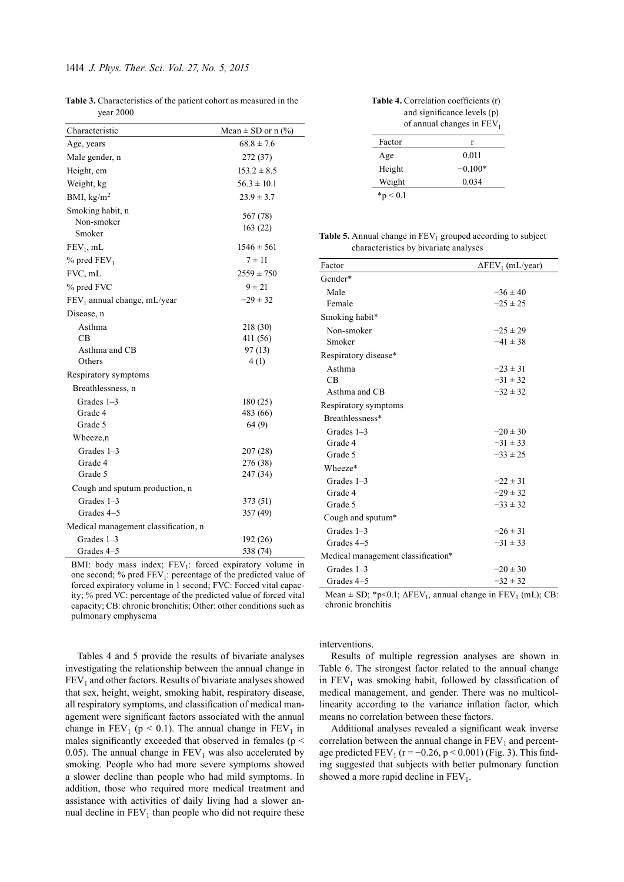**Table 3.** Characteristics of the patient cohort as measured in the year 2000

| Characteristic | Mean ± SD or n (%) |
| --- | --- |
| Age, years | 68.8 ± 7.6 |
| Male gender, n | 272 (37) |
| Height, cm | 153.2 ± 8.5 |
| Weight, kg | 56.3 ± 10.1 |
| BMI, kg/m$^2$ | 23.9 ± 3.7 |
| Smoking habit, n | |
| Non-smoker | 567 (78) |
| Smoker | 163 (22) |
| $FEV_1$, mL | 1546 ± 561 |
| % pred $FEV_1$ | 7 ± 11 |
| FVC, mL | 2559 ± 750 |
| % pred FVC | 9 ± 21 |
| $FEV_1$ annual change, mL/year | −29 ± 32 |
| Disease, n | |
| Asthma | 218 (30) |
| CB | 411 (56) |
| Asthma and CB | 97 (13) |
| Others | 4 (1) |
| Respiratory symptoms | |
| Breathlessness, n | |
| Grades 1–3 | 180 (25) |
| Grade 4 | 483 (66) |
| Grade 5 | 64 (9) |
| Wheeze,n | |
| Grades 1–3 | 207 (28) |
| Grade 4 | 276 (38) |
| Grade 5 | 247 (34) |
| Cough and sputum production, n | |
| Grades 1–3 | 373 (51) |
| Grades 4–5 | 357 (49) |
| Medical management classification, n | |
| Grades 1–3 | 192 (26) |
| Grades 4–5 | 538 (74) |

BMI: body mass index; $FEV_1$: forced expiratory volume in one second; % pred $FEV_1$: percentage of the predicted value of forced expiratory volume in 1 second; FVC: Forced vital capacity; % pred VC: percentage of the predicted value of forced vital capacity; CB: chronic bronchitis; Other: other conditions such as pulmonary emphysema

**Table 4.** Correlation coefficients (r) and significance levels (p) of annual changes in $FEV_1$

| Factor | r |
| --- | --- |
| Age | 0.011 |
| Height | −0.100* |
| Weight | 0.034 |

*$p < 0.1$

**Table 5.** Annual change in $FEV_1$ grouped according to subject characteristics by bivariate analyses

| Factor | $\Delta FEV_1$ (mL/year) |
| --- | --- |
| Gender* | |
| Male | −36 ± 40 |
| Female | −25 ± 25 |
| Smoking habit* | |
| Non-smoker | −25 ± 29 |
| Smoker | −41 ± 38 |
| Respiratory disease* | |
| Asthma | −23 ± 31 |
| CB | −31 ± 32 |
| Asthma and CB | −32 ± 32 |
| Respiratory symptoms | |
| Breathlessness* | |
| Grades 1–3 | −20 ± 30 |
| Grade 4 | −31 ± 33 |
| Grade 5 | −33 ± 25 |
| Wheeze* | |
| Grades 1–3 | −22 ± 31 |
| Grade 4 | −29 ± 32 |
| Grade 5 | −33 ± 32 |
| Cough and sputum* | |
| Grades 1–3 | −26 ± 31 |
| Grades 4–5 | −31 ± 33 |
| Medical management classification* | |
| Grades 1–3 | −20 ± 30 |
| Grades 4–5 | −32 ± 32 |

Mean ± SD; *$p<0.1$; $\Delta FEV_1$, annual change in $FEV_1$ (mL); CB: chronic bronchitis

Tables 4 and 5 provide the results of bivariate analyses investigating the relationship between the annual change in $FEV_1$ and other factors. Results of bivariate analyses showed that sex, height, weight, smoking habit, respiratory disease, all respiratory symptoms, and classification of medical management were significant factors associated with the annual change in $FEV_1$ ($p < 0.1$). The annual change in $FEV_1$ in males significantly exceeded that observed in females ($p < 0.05$). The annual change in $FEV_1$ was also accelerated by smoking. People who had more severe symptoms showed a slower decline than people who had mild symptoms. In addition, those who required more medical treatment and assistance with activities of daily living had a slower annual decline in $FEV_1$ than people who did not require these interventions.

Results of multiple regression analyses are shown in Table 6. The strongest factor related to the annual change in $FEV_1$ was smoking habit, followed by classification of medical management, and gender. There was no multicollinearity according to the variance inflation factor, which means no correlation between these factors.

Additional analyses revealed a significant weak inverse correlation between the annual change in $FEV_1$ and percentage predicted $FEV_1$ ($r = -0.26$, $p < 0.001$) (Fig. 3). This finding suggested that subjects with better pulmonary function showed a more rapid decline in $FEV_1$.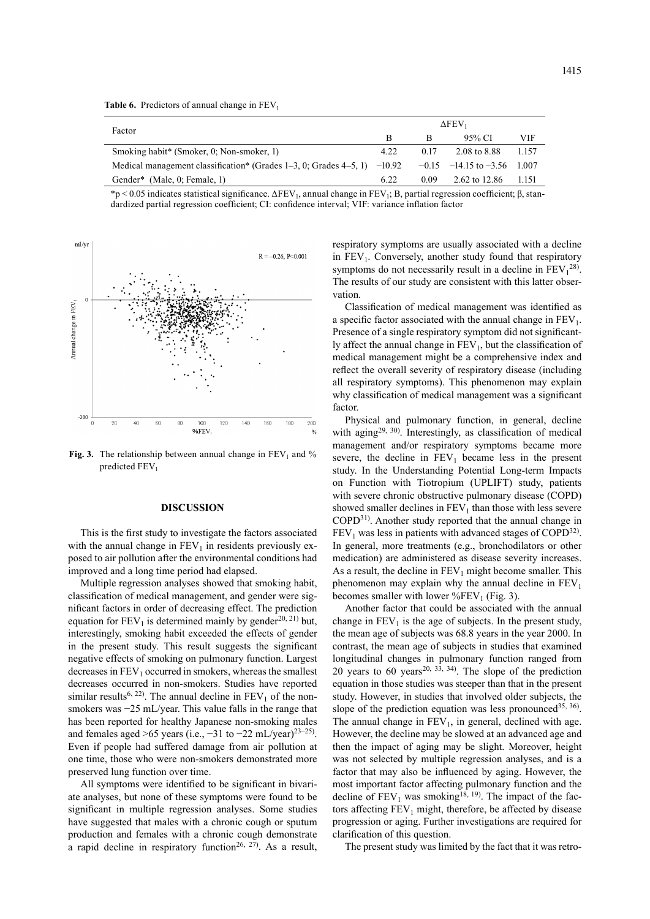**Table 6.** Predictors of annual change in $FEV_1$

| Factor | $\Delta FEV_1$ | | | |
|---|---|---|---|---|
| | B | β | 95% CI | VIF |
| Smoking habit* (Smoker, 0; Non-smoker, 1) | 4.22 | 0.17 | 2.08 to 8.88 | 1.157 |
| Medical management classification* (Grades 1–3, 0; Grades 4–5, 1) | −10.92 | −0.15 | −14.15 to −3.56 | 1.007 |
| Gender* (Male, 0; Female, 1) | 6.22 | 0.09 | 2.62 to 12.86 | 1.151 |

*$p < 0.05$ indicates statistical significance. $\Delta FEV_1$, annual change in $FEV_1$; B, partial regression coefficient; β, standardized partial regression coefficient; CI: confidence interval; VIF: variance inflation factor

**Fig. 3.** The relationship between annual change in $FEV_1$ and % predicted $FEV_1$

## DISCUSSION

This is the first study to investigate the factors associated with the annual change in $FEV_1$ in residents previously exposed to air pollution after the environmental conditions had improved and a long time period had elapsed.

Multiple regression analyses showed that smoking habit, classification of medical management, and gender were significant factors in order of decreasing effect. The prediction equation for $FEV_1$ is determined mainly by gender[20, 21] but, interestingly, smoking habit exceeded the effects of gender in the present study. This result suggests the significant negative effects of smoking on pulmonary function. Largest decreases in $FEV_1$ occurred in smokers, whereas the smallest decreases occurred in non-smokers. Studies have reported similar results[6, 22]. The annual decline in $FEV_1$ of the non-smokers was −25 mL/year. This value falls in the range that has been reported for healthy Japanese non-smoking males and females aged >65 years (i.e., −31 to −22 mL/year)[23–25]. Even if people had suffered damage from air pollution at one time, those who were non-smokers demonstrated more preserved lung function over time.

All symptoms were identified to be significant in bivariate analyses, but none of these symptoms were found to be significant in multiple regression analyses. Some studies have suggested that males with a chronic cough or sputum production and females with a chronic cough demonstrate a rapid decline in respiratory function[26, 27]. As a result, respiratory symptoms are usually associated with a decline in $FEV_1$. Conversely, another study found that respiratory symptoms do not necessarily result in a decline in $FEV_1$[28]. The results of our study are consistent with this latter observation.

Classification of medical management was identified as a specific factor associated with the annual change in $FEV_1$. Presence of a single respiratory symptom did not significantly affect the annual change in $FEV_1$, but the classification of medical management might be a comprehensive index and reflect the overall severity of respiratory disease (including all respiratory symptoms). This phenomenon may explain why classification of medical management was a significant factor.

Physical and pulmonary function, in general, decline with aging[29, 30]. Interestingly, as classification of medical management and/or respiratory symptoms became more severe, the decline in $FEV_1$ became less in the present study. In the Understanding Potential Long-term Impacts on Function with Tiotropium (UPLIFT) study, patients with severe chronic obstructive pulmonary disease (COPD) showed smaller declines in $FEV_1$ than those with less severe COPD[31]. Another study reported that the annual change in $FEV_1$ was less in patients with advanced stages of COPD[32]. In general, more treatments (e.g., bronchodilators or other medication) are administered as disease severity increases. As a result, the decline in $FEV_1$ might become smaller. This phenomenon may explain why the annual decline in $FEV_1$ becomes smaller with lower $\%FEV_1$ (Fig. 3).

Another factor that could be associated with the annual change in $FEV_1$ is the age of subjects. In the present study, the mean age of subjects was 68.8 years in the year 2000. In contrast, the mean age of subjects in studies that examined longitudinal changes in pulmonary function ranged from 20 years to 60 years[20, 33, 34]. The slope of the prediction equation in those studies was steeper than that in the present study. However, in studies that involved older subjects, the slope of the prediction equation was less pronounced[35, 36]. The annual change in $FEV_1$, in general, declined with age. However, the decline may be slowed at an advanced age and then the impact of aging may be slight. Moreover, height was not selected by multiple regression analyses, and is a factor that may also be influenced by aging. However, the most important factor affecting pulmonary function and the decline of $FEV_1$ was smoking[18, 19]. The impact of the factors affecting $FEV_1$ might, therefore, be affected by disease progression or aging. Further investigations are required for clarification of this question.

The present study was limited by the fact that it was retro-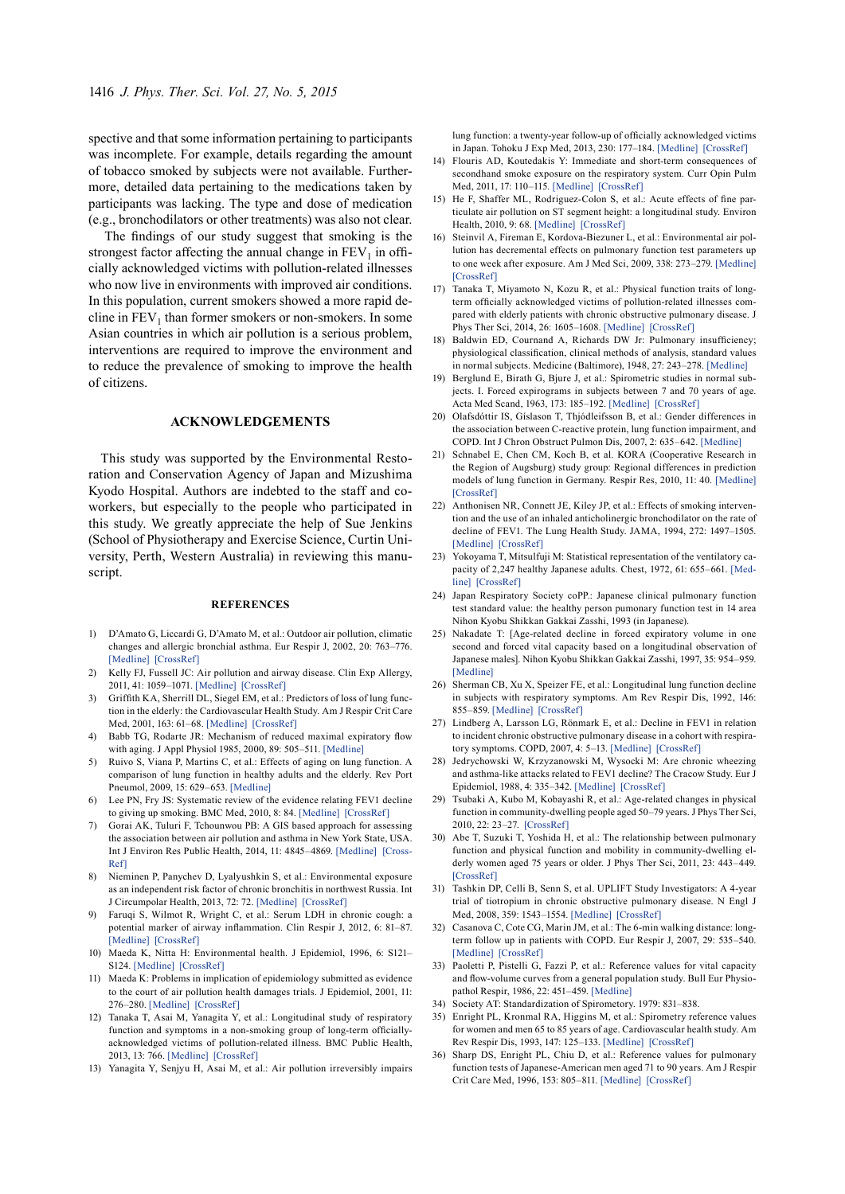spective and that some information pertaining to participants was incomplete. For example, details regarding the amount of tobacco smoked by subjects were not available. Furthermore, detailed data pertaining to the medications taken by participants was lacking. The type and dose of medication (e.g., bronchodilators or other treatments) was also not clear.

The findings of our study suggest that smoking is the strongest factor affecting the annual change in $FEV_1$ in officially acknowledged victims with pollution-related illnesses who now live in environments with improved air conditions. In this population, current smokers showed a more rapid decline in $FEV_1$ than former smokers or non-smokers. In some Asian countries in which air pollution is a serious problem, interventions are required to improve the environment and to reduce the prevalence of smoking to improve the health of citizens.

## ACKNOWLEDGEMENTS

This study was supported by the Environmental Restoration and Conservation Agency of Japan and Mizushima Kyodo Hospital. Authors are indebted to the staff and coworkers, but especially to the people who participated in this study. We greatly appreciate the help of Sue Jenkins (School of Physiotherapy and Exercise Science, Curtin University, Perth, Western Australia) in reviewing this manuscript.

## REFERENCES

1) D'Amato G, Liccardi G, D'Amato M, et al.: Outdoor air pollution, climatic changes and allergic bronchial asthma. Eur Respir J, 2002, 20: 763–776. [Medline] [CrossRef]
2) Kelly FJ, Fussell JC: Air pollution and airway disease. Clin Exp Allergy, 2011, 41: 1059–1071. [Medline] [CrossRef]
3) Griffith KA, Sherrill DL, Siegel EM, et al.: Predictors of loss of lung function in the elderly: the Cardiovascular Health Study. Am J Respir Crit Care Med, 2001, 163: 61–68. [Medline] [CrossRef]
4) Babb TG, Rodarte JR: Mechanism of reduced maximal expiratory flow with aging. J Appl Physiol 1985, 2000, 89: 505–511. [Medline]
5) Ruivo S, Viana P, Martins C, et al.: Effects of aging on lung function. A comparison of lung function in healthy adults and the elderly. Rev Port Pneumol, 2009, 15: 629–653. [Medline]
6) Lee PN, Fry JS: Systematic review of the evidence relating FEV1 decline to giving up smoking. BMC Med, 2010, 8: 84. [Medline] [CrossRef]
7) Gorai AK, Tuluri F, Tchounwou PB: A GIS based approach for assessing the association between air pollution and asthma in New York State, USA. Int J Environ Res Public Health, 2014, 11: 4845–4869. [Medline] [CrossRef]
8) Nieminen P, Panychev D, Lyalyushkin S, et al.: Environmental exposure as an independent risk factor of chronic bronchitis in northwest Russia. Int J Circumpolar Health, 2013, 72: 72. [Medline] [CrossRef]
9) Faruqi S, Wilmot R, Wright C, et al.: Serum LDH in chronic cough: a potential marker of airway inflammation. Clin Respir J, 2012, 6: 81–87. [Medline] [CrossRef]
10) Maeda K, Nitta H: Environmental health. J Epidemiol, 1996, 6: S121–S124. [Medline] [CrossRef]
11) Maeda K: Problems in implication of epidemiology submitted as evidence to the court of air pollution health damages trials. J Epidemiol, 2001, 11: 276–280. [Medline] [CrossRef]
12) Tanaka T, Asai M, Yanagita Y, et al.: Longitudinal study of respiratory function and symptoms in a non-smoking group of long-term officially-acknowledged victims of pollution-related illness. BMC Public Health, 2013, 13: 766. [Medline] [CrossRef]
13) Yanagita Y, Senjyu H, Asai M, et al.: Air pollution irreversibly impairs lung function: a twenty-year follow-up of officially acknowledged victims in Japan. Tohoku J Exp Med, 2013, 230: 177–184. [Medline] [CrossRef]
14) Flouris AD, Koutedakis Y: Immediate and short-term consequences of secondhand smoke exposure on the respiratory system. Curr Opin Pulm Med, 2011, 17: 110–115. [Medline] [CrossRef]
15) He F, Shaffer ML, Rodriguez-Colon S, et al.: Acute effects of fine particulate air pollution on ST segment height: a longitudinal study. Environ Health, 2010, 9: 68. [Medline] [CrossRef]
16) Steinvil A, Fireman E, Kordova-Biezuner L, et al.: Environmental air pollution has decremental effects on pulmonary function test parameters up to one week after exposure. Am J Med Sci, 2009, 338: 273–279. [Medline] [CrossRef]
17) Tanaka T, Miyamoto N, Kozu R, et al.: Physical function traits of long-term officially acknowledged victims of pollution-related illnesses compared with elderly patients with chronic obstructive pulmonary disease. J Phys Ther Sci, 2014, 26: 1605–1608. [Medline] [CrossRef]
18) Baldwin ED, Cournand A, Richards DW Jr: Pulmonary insufficiency; physiological classification, clinical methods of analysis, standard values in normal subjects. Medicine (Baltimore), 1948, 27: 243–278. [Medline]
19) Berglund E, Birath G, Bjure J, et al.: Spirometric studies in normal subjects. I. Forced expirograms in subjects between 7 and 70 years of age. Acta Med Scand, 1963, 173: 185–192. [Medline] [CrossRef]
20) Olafsdóttir IS, Gislason T, Thjódleifsson B, et al.: Gender differences in the association between C-reactive protein, lung function impairment, and COPD. Int J Chron Obstruct Pulmon Dis, 2007, 2: 635–642. [Medline]
21) Schnabel E, Chen CM, Koch B, et al. KORA (Cooperative Research in the Region of Augsburg) study group: Regional differences in prediction models of lung function in Germany. Respir Res, 2010, 11: 40. [Medline] [CrossRef]
22) Anthonisen NR, Connett JE, Kiley JP, et al.: Effects of smoking intervention and the use of an inhaled anticholinergic bronchodilator on the rate of decline of FEV1. The Lung Health Study. JAMA, 1994, 272: 1497–1505. [Medline] [CrossRef]
23) Yokoyama T, Mitsulfuji M: Statistical representation of the ventilatory capacity of 2,247 healthy Japanese adults. Chest, 1972, 61: 655–661. [Medline] [CrossRef]
24) Japan Respiratory Society coPP.: Japanese clinical pulmonary function test standard value: the healthy person pumonary function test in 14 area Nihon Kyobu Shikkan Gakkai Zasshi, 1993 (in Japanese).
25) Nakadate T: [Age-related decline in forced expiratory volume in one second and forced vital capacity based on a longitudinal observation of Japanese males]. Nihon Kyobu Shikkan Gakkai Zasshi, 1997, 35: 954–959. [Medline]
26) Sherman CB, Xu X, Speizer FE, et al.: Longitudinal lung function decline in subjects with respiratory symptoms. Am Rev Respir Dis, 1992, 146: 855–859. [Medline] [CrossRef]
27) Lindberg A, Larsson LG, Rönmark E, et al.: Decline in FEV1 in relation to incident chronic obstructive pulmonary disease in a cohort with respiratory symptoms. COPD, 2007, 4: 5–13. [Medline] [CrossRef]
28) Jedrychowski W, Krzyzanowski M, Wysocki M: Are chronic wheezing and asthma-like attacks related to FEV1 decline? The Cracow Study. Eur J Epidemiol, 1988, 4: 335–342. [Medline] [CrossRef]
29) Tsubaki A, Kubo M, Kobayashi R, et al.: Age-related changes in physical function in community-dwelling people aged 50–79 years. J Phys Ther Sci, 2010, 22: 23–27. [CrossRef]
30) Abe T, Suzuki T, Yoshida H, et al.: The relationship between pulmonary function and physical function and mobility in community-dwelling elderly women aged 75 years or older. J Phys Ther Sci, 2011, 23: 443–449. [CrossRef]
31) Tashkin DP, Celli B, Senn S, et al. UPLIFT Study Investigators: A 4-year trial of tiotropium in chronic obstructive pulmonary disease. N Engl J Med, 2008, 359: 1543–1554. [Medline] [CrossRef]
32) Casanova C, Cote CG, Marin JM, et al.: The 6-min walking distance: long-term follow up in patients with COPD. Eur Respir J, 2007, 29: 535–540. [Medline] [CrossRef]
33) Paoletti P, Pistelli G, Fazzi P, et al.: Reference values for vital capacity and flow-volume curves from a general population study. Bull Eur Physiopathol Respir, 1986, 22: 451–459. [Medline]
34) Society AT: Standardization of Spirometry. 1979: 831–838.
35) Enright PL, Kronmal RA, Higgins M, et al.: Spirometry reference values for women and men 65 to 85 years of age. Cardiovascular health study. Am Rev Respir Dis, 1993, 147: 125–133. [Medline] [CrossRef]
36) Sharp DS, Enright PL, Chiu D, et al.: Reference values for pulmonary function tests of Japanese-American men aged 71 to 90 years. Am J Respir Crit Care Med, 1996, 153: 805–811. [Medline] [CrossRef]